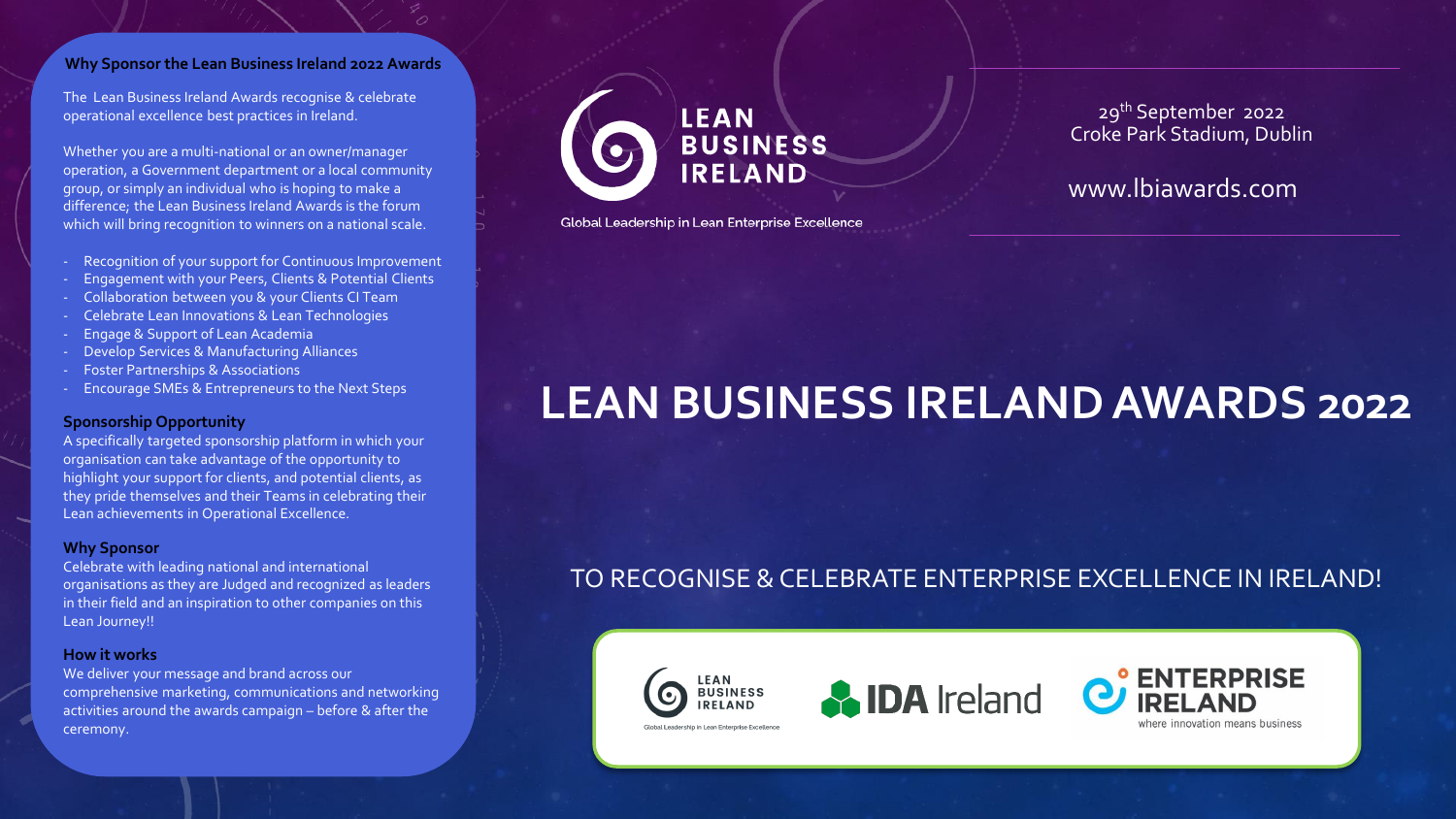## Why Sponsor the Lean Business Ireland 2022 Awards

The Lean Business Ireland Awards recognise & celebrate operational excellence best practices in Ireland.

Whether you are a multi-national or an owner/manager operation, a Government department or a local community group, or simply an individual who is hoping to make a difference; the Lean Business Ireland Awards is the forum which will bring recognition to winners on a national scale.

- Recognition of your support for Continuous Improvement
- Engagement with your Peers, Clients & Potential Clients
- Collaboration between you & your Clients CI Team
- Celebrate Lean Innovations & Lean Technologies
- Engage & Support of Lean Academia
- Develop Services & Manufacturing Alliances
- Foster Partnerships & Associations
- Encourage SMEs & Entrepreneurs to the Next Steps

### Sponsorship Opportunity

A specifically targeted sponsorship platform in which your organisation can take advantage of the opportunity to highlight your support for clients, and potential clients, as they pride themselves and their Teams in celebrating their Lean achievements in Operational Excellence.

### Why Sponsor

Celebrate with leading national and international organisations as they are Judged and recognized as leaders in their field and an inspiration to other companies on this Lean Journey!!

### How it works

We deliver your message and brand across our comprehensive marketing, communications and networking activities around the awards campaign – before & after the ceremony.

LEAN BUSINESS IRELAND

Global Leadership in Lean Enterprise Excellence

29th September 2022
Croke Park Stadium, Dublin

www.lbiawards.com

# LEAN BUSINESS IRELAND AWARDS 2022

TO RECOGNISE & CELEBRATE ENTERPRISE EXCELLENCE IN IRELAND!

LEAN BUSINESS IRELAND — Global Leadership in Lean Enterprise Excellence

IDA Ireland

ENTERPRISE IRELAND — where innovation means business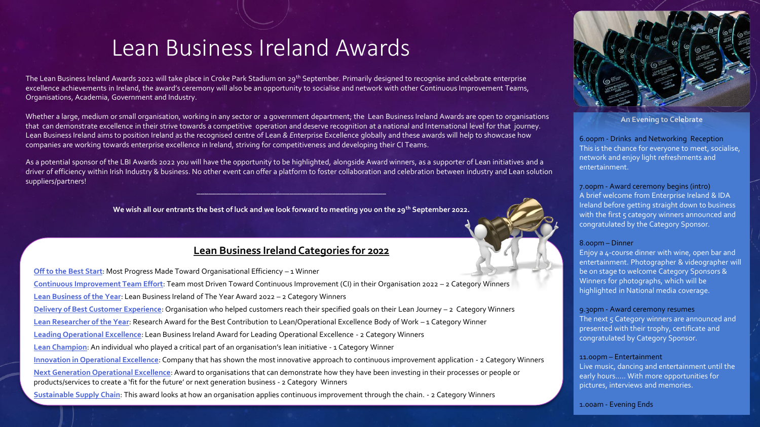# Lean Business Ireland Awards

The Lean Business Ireland Awards 2022 will take place in Croke Park Stadium on 29th September. Primarily designed to recognise and celebrate enterprise excellence achievements in Ireland, the award's ceremony will also be an opportunity to socialise and network with other Continuous Improvement Teams, Organisations, Academia, Government and Industry.

Whether a large, medium or small organisation, working in any sector or a government department; the Lean Business Ireland Awards are open to organisations that can demonstrate excellence in their strive towards a competitive operation and deserve recognition at a national and International level for that journey. Lean Business Ireland aims to position Ireland as the recognised centre of Lean & Enterprise Excellence globally and these awards will help to showcase how companies are working towards enterprise excellence in Ireland, striving for competitiveness and developing their CI Teams.

As a potential sponsor of the LBI Awards 2022 you will have the opportunity to be highlighted, alongside Award winners, as a supporter of Lean initiatives and a driver of efficiency within Irish Industry & business. No other event can offer a platform to foster collaboration and celebration between industry and Lean solution suppliers/partners!

---

**We wish all our entrants the best of luck and we look forward to meeting you on the 29th September 2022.**

## Lean Business Ireland Categories for 2022

**Off to the Best Start**: Most Progress Made Toward Organisational Efficiency – 1 Winner

**Continuous Improvement Team Effort**: Team most Driven Toward Continuous Improvement (CI) in their Organisation 2022 – 2 Category Winners

**Lean Business of the Year**: Lean Business Ireland of The Year Award 2022 – 2 Category Winners

**Delivery of Best Customer Experience**: Organisation who helped customers reach their specified goals on their Lean Journey – 2 Category Winners

**Lean Researcher of the Year**: Research Award for the Best Contribution to Lean/Operational Excellence Body of Work – 1 Category Winner

**Leading Operational Excellence**: Lean Business Ireland Award for Leading Operational Excellence - 2 Category Winners

**Lean Champion**: An individual who played a critical part of an organisation's lean initiative - 1 Category Winner

**Innovation in Operational Excellence**: Company that has shown the most innovative approach to continuous improvement application - 2 Category Winners

**Next Generation Operational Excellence**: Award to organisations that can demonstrate how they have been investing in their processes or people or products/services to create a 'fit for the future' or next generation business - 2 Category Winners

**Sustainable Supply Chain**: This award looks at how an organisation applies continuous improvement through the chain. - 2 Category Winners

### An Evening to Celebrate

6.00pm - Drinks and Networking Reception
This is the chance for everyone to meet, socialise, network and enjoy light refreshments and entertainment.

7.00pm - Award ceremony begins (intro)
A brief welcome from Enterprise Ireland & IDA Ireland before getting straight down to business with the first 5 category winners announced and congratulated by the Category Sponsor.

8.00pm – Dinner
Enjoy a 4-course dinner with wine, open bar and entertainment. Photographer & videographer will be on stage to welcome Category Sponsors & Winners for photographs, which will be highlighted in National media coverage.

9.30pm - Award ceremony resumes
The next 5 Category winners are announced and presented with their trophy, certificate and congratulated by Category Sponsor.

11.00pm – Entertainment
Live music, dancing and entertainment until the early hours….. With more opportunities for pictures, interviews and memories.

1.00am - Evening Ends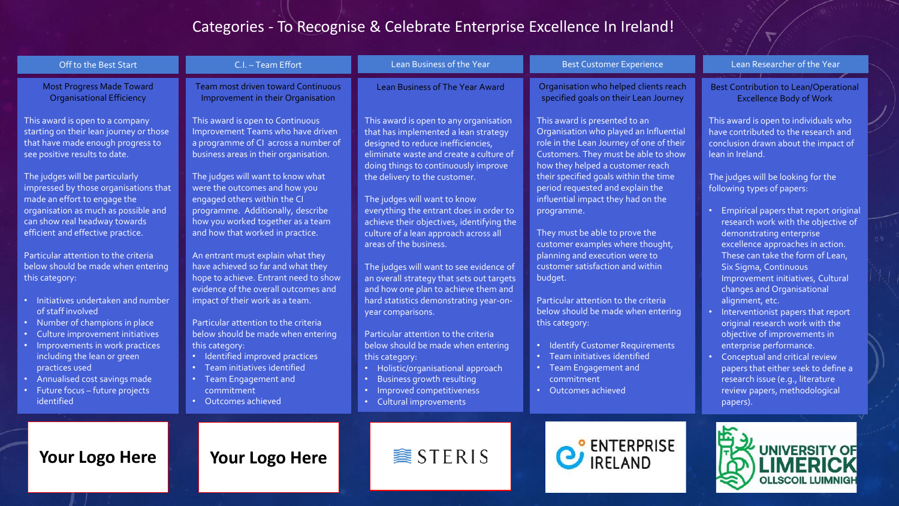# Categories - To Recognise & Celebrate Enterprise Excellence In Ireland!

## Off to the Best Start

### Most Progress Made Toward Organisational Efficiency

This award is open to a company starting on their lean journey or those that have made enough progress to see positive results to date.

The judges will be particularly impressed by those organisations that made an effort to engage the organisation as much as possible and can show real headway towards efficient and effective practice.

Particular attention to the criteria below should be made when entering this category:

- Initiatives undertaken and number of staff involved
- Number of champions in place
- Culture improvement initiatives
- Improvements in work practices including the lean or green practices used
- Annualised cost savings made
- Future focus – future projects identified

Your Logo Here

## C.I. – Team Effort

### Team most driven toward Continuous Improvement in their Organisation

This award is open to Continuous Improvement Teams who have driven a programme of CI across a number of business areas in their organisation.

The judges will want to know what were the outcomes and how you engaged others within the CI programme. Additionally, describe how you worked together as a team and how that worked in practice.

An entrant must explain what they have achieved so far and what they hope to achieve. Entrant need to show evidence of the overall outcomes and impact of their work as a team.

Particular attention to the criteria below should be made when entering this category:

- Identified improved practices
- Team initiatives identified
- Team Engagement and commitment
- Outcomes achieved

Your Logo Here

## Lean Business of the Year

### Lean Business of The Year Award

This award is open to any organisation that has implemented a lean strategy designed to reduce inefficiencies, eliminate waste and create a culture of doing things to continuously improve the delivery to the customer.

The judges will want to know everything the entrant does in order to achieve their objectives, identifying the culture of a lean approach across all areas of the business.

The judges will want to see evidence of an overall strategy that sets out targets and how one plan to achieve them and hard statistics demonstrating year-on-year comparisons.

Particular attention to the criteria below should be made when entering this category:

- Holistic/organisational approach
- Business growth resulting
- Improved competitiveness
- Cultural improvements

STERIS

## Best Customer Experience

### Organisation who helped clients reach specified goals on their Lean Journey

This award is presented to an Organisation who played an Influential role in the Lean Journey of one of their Customers. They must be able to show how they helped a customer reach their specified goals within the time period requested and explain the influential impact they had on the programme.

They must be able to prove the customer examples where thought, planning and execution were to customer satisfaction and within budget.

Particular attention to the criteria below should be made when entering this category:

- Identify Customer Requirements
- Team initiatives identified
- Team Engagement and commitment
- Outcomes achieved

ENTERPRISE IRELAND

## Lean Researcher of the Year

### Best Contribution to Lean/Operational Excellence Body of Work

This award is open to individuals who have contributed to the research and conclusion drawn about the impact of lean in Ireland.

The judges will be looking for the following types of papers:

- Empirical papers that report original research work with the objective of demonstrating enterprise excellence approaches in action. These can take the form of Lean, Six Sigma, Continuous Improvement initiatives, Cultural changes and Organisational alignment, etc.
- Interventionist papers that report original research work with the objective of improvements in enterprise performance.
- Conceptual and critical review papers that either seek to define a research issue (e.g., literature review papers, methodological papers).

UNIVERSITY OF LIMERICK
OLLSCOIL LUIMNIGH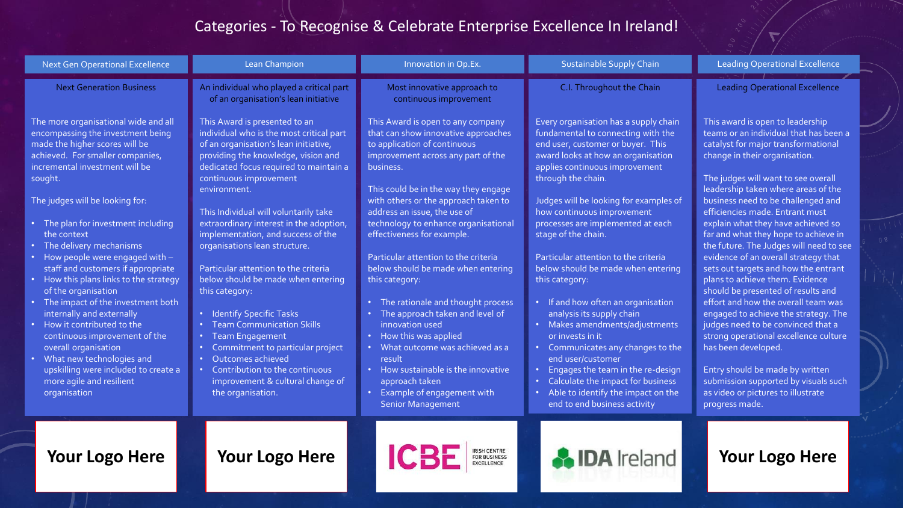# Categories - To Recognise & Celebrate Enterprise Excellence In Ireland!

## Next Gen Operational Excellence

### Next Generation Business

The more organisational wide and all encompassing the investment being made the higher scores will be achieved. For smaller companies, incremental investment will be sought.

The judges will be looking for:

- The plan for investment including the context
- The delivery mechanisms
- How people were engaged with – staff and customers if appropriate
- How this plans links to the strategy of the organisation
- The impact of the investment both internally and externally
- How it contributed to the continuous improvement of the overall organisation
- What new technologies and upskilling were included to create a more agile and resilient organisation

**Your Logo Here**

## Lean Champion

### An individual who played a critical part of an organisation's lean initiative

This Award is presented to an individual who is the most critical part of an organisation's lean initiative, providing the knowledge, vision and dedicated focus required to maintain a continuous improvement environment.

This Individual will voluntarily take extraordinary interest in the adoption, implementation, and success of the organisations lean structure.

Particular attention to the criteria below should be made when entering this category:

- Identify Specific Tasks
- Team Communication Skills
- Team Engagement
- Commitment to particular project
- Outcomes achieved
- Contribution to the continuous improvement & cultural change of the organisation.

**Your Logo Here**

## Innovation in Op.Ex.

### Most innovative approach to continuous improvement

This Award is open to any company that can show innovative approaches to application of continuous improvement across any part of the business.

This could be in the way they engage with others or the approach taken to address an issue, the use of technology to enhance organisational effectiveness for example.

Particular attention to the criteria below should be made when entering this category:

- The rationale and thought process
- The approach taken and level of innovation used
- How this was applied
- What outcome was achieved as a result
- How sustainable is the innovative approach taken
- Example of engagement with Senior Management

ICBE IRISH CENTRE FOR BUSINESS EXCELLENCE

## Sustainable Supply Chain

### C.I. Throughout the Chain

Every organisation has a supply chain fundamental to connecting with the end user, customer or buyer. This award looks at how an organisation applies continuous improvement through the chain.

Judges will be looking for examples of how continuous improvement processes are implemented at each stage of the chain.

Particular attention to the criteria below should be made when entering this category:

- If and how often an organisation analysis its supply chain
- Makes amendments/adjustments or invests in it
- Communicates any changes to the end user/customer
- Engages the team in the re-design
- Calculate the impact for business
- Able to identify the impact on the end to end business activity

IDA Ireland

## Leading Operational Excellence

### Leading Operational Excellence

This award is open to leadership teams or an individual that has been a catalyst for major transformational change in their organisation.

The judges will want to see overall leadership taken where areas of the business need to be challenged and efficiencies made. Entrant must explain what they have achieved so far and what they hope to achieve in the future. The Judges will need to see evidence of an overall strategy that sets out targets and how the entrant plans to achieve them. Evidence should be presented of results and effort and how the overall team was engaged to achieve the strategy. The judges need to be convinced that a strong operational excellence culture has been developed.

Entry should be made by written submission supported by visuals such as video or pictures to illustrate progress made.

**Your Logo Here**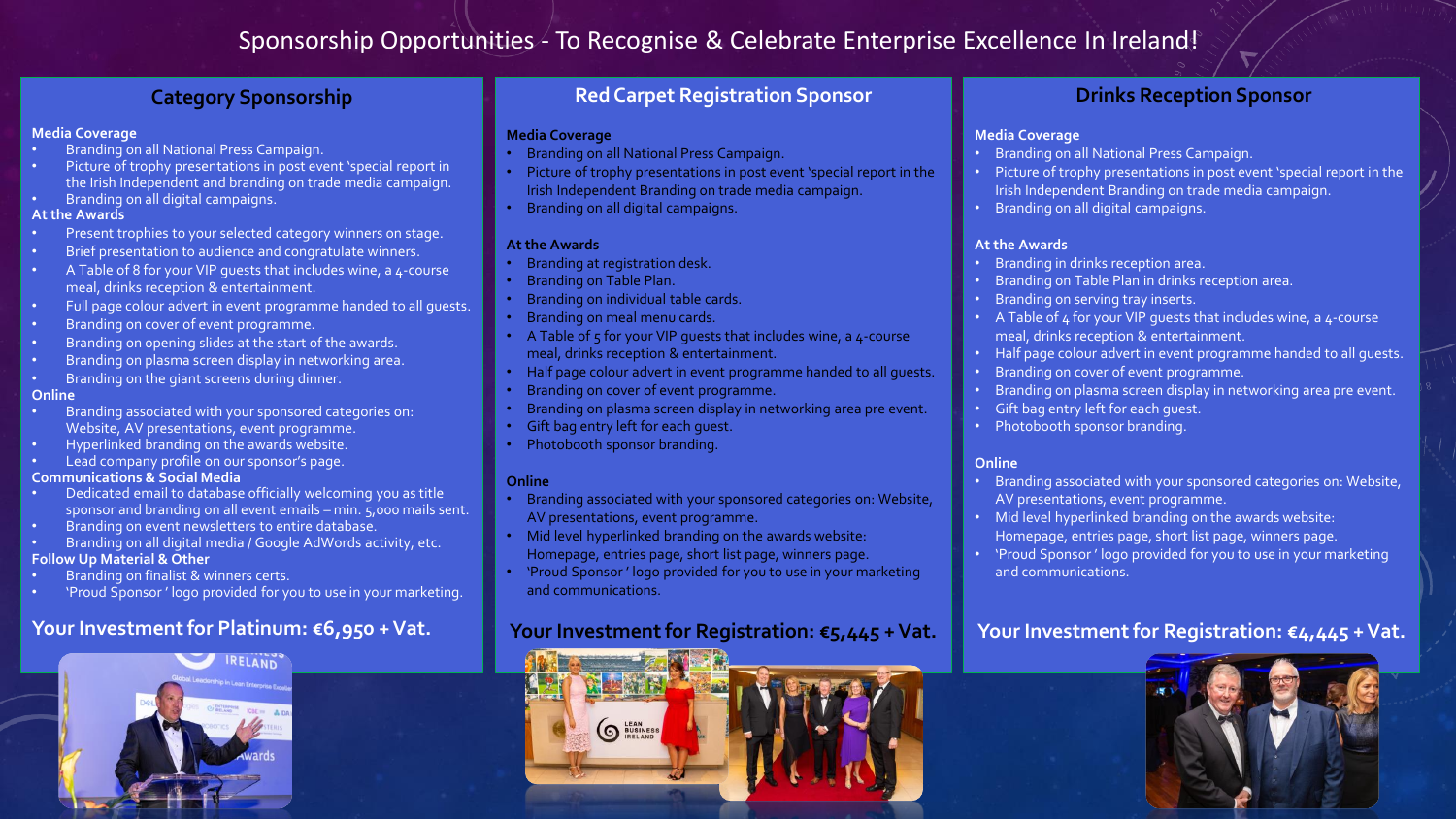# Sponsorship Opportunities - To Recognise & Celebrate Enterprise Excellence In Ireland!

## Category Sponsorship

**Media Coverage**

- Branding on all National Press Campaign.
- Picture of trophy presentations in post event 'special report in the Irish Independent and branding on trade media campaign.
- Branding on all digital campaigns.

**At the Awards**

- Present trophies to your selected category winners on stage.
- Brief presentation to audience and congratulate winners.
- A Table of 8 for your VIP guests that includes wine, a 4-course meal, drinks reception & entertainment.
- Full page colour advert in event programme handed to all guests.
- Branding on cover of event programme.
- Branding on opening slides at the start of the awards.
- Branding on plasma screen display in networking area.
- Branding on the giant screens during dinner.

**Online**

- Branding associated with your sponsored categories on: Website, AV presentations, event programme.
- Hyperlinked branding on the awards website.
- Lead company profile on our sponsor's page.

**Communications & Social Media**

- Dedicated email to database officially welcoming you as title sponsor and branding on all event emails – min. 5,000 mails sent.
- Branding on event newsletters to entire database.
- Branding on all digital media / Google AdWords activity, etc.

**Follow Up Material & Other**

- Branding on finalist & winners certs.
- 'Proud Sponsor ' logo provided for you to use in your marketing.

**Your Investment for Platinum: €6,950 + Vat.**

## Red Carpet Registration Sponsor

**Media Coverage**

- Branding on all National Press Campaign.
- Picture of trophy presentations in post event 'special report in the Irish Independent Branding on trade media campaign.
- Branding on all digital campaigns.

**At the Awards**

- Branding at registration desk.
- Branding on Table Plan.
- Branding on individual table cards.
- Branding on meal menu cards.
- A Table of 5 for your VIP guests that includes wine, a 4-course meal, drinks reception & entertainment.
- Half page colour advert in event programme handed to all guests.
- Branding on cover of event programme.
- Branding on plasma screen display in networking area pre event.
- Gift bag entry left for each guest.
- Photobooth sponsor branding.

**Online**

- Branding associated with your sponsored categories on: Website, AV presentations, event programme.
- Mid level hyperlinked branding on the awards website: Homepage, entries page, short list page, winners page.
- 'Proud Sponsor ' logo provided for you to use in your marketing and communications.

**Your Investment for Registration: €5,445 + Vat.**

## Drinks Reception Sponsor

**Media Coverage**

- Branding on all National Press Campaign.
- Picture of trophy presentations in post event 'special report in the Irish Independent Branding on trade media campaign.
- Branding on all digital campaigns.

**At the Awards**

- Branding in drinks reception area.
- Branding on Table Plan in drinks reception area.
- Branding on serving tray inserts.
- A Table of 4 for your VIP guests that includes wine, a 4-course meal, drinks reception & entertainment.
- Half page colour advert in event programme handed to all guests.
- Branding on cover of event programme.
- Branding on plasma screen display in networking area pre event.
- Gift bag entry left for each guest.
- Photobooth sponsor branding.

**Online**

- Branding associated with your sponsored categories on: Website, AV presentations, event programme.
- Mid level hyperlinked branding on the awards website: Homepage, entries page, short list page, winners page.
- 'Proud Sponsor ' logo provided for you to use in your marketing and communications.

**Your Investment for Registration: €4,445 + Vat.**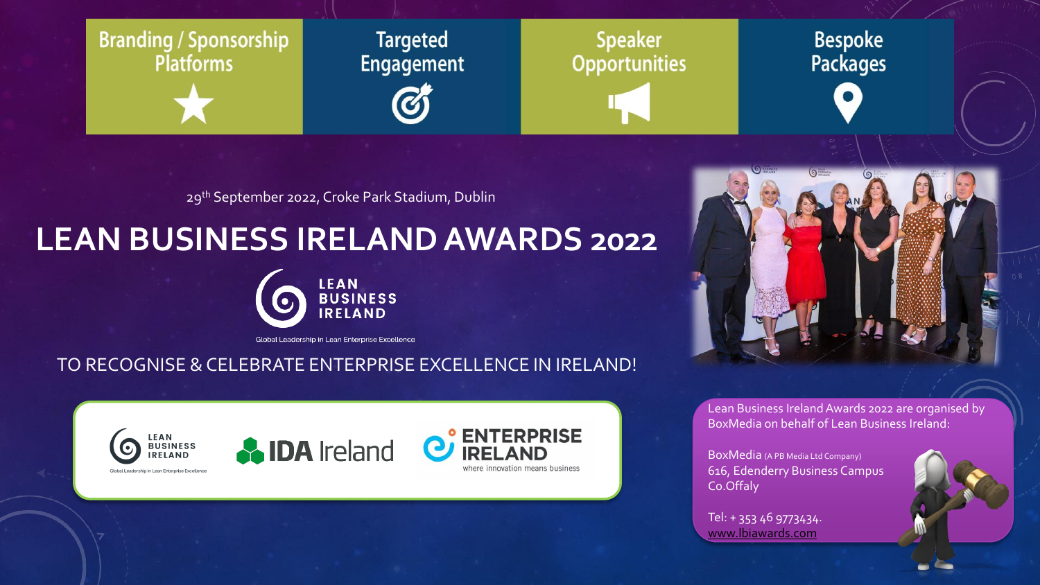Branding / Sponsorship Platforms

Targeted Engagement

Speaker Opportunities

Bespoke Packages

29th September 2022, Croke Park Stadium, Dublin

# LEAN BUSINESS IRELAND AWARDS 2022

LEAN BUSINESS IRELAND

Global Leadership in Lean Enterprise Excellence

TO RECOGNISE & CELEBRATE ENTERPRISE EXCELLENCE IN IRELAND!

LEAN BUSINESS IRELAND — Global Leadership in Lean Enterprise Excellence

IDA Ireland

ENTERPRISE IRELAND — where innovation means business

Lean Business Ireland Awards 2022 are organised by BoxMedia on behalf of Lean Business Ireland:

BoxMedia (A PB Media Ltd Company)
616, Edenderry Business Campus
Co.Offaly

Tel: + 353 46 9773434.
www.lbiawards.com